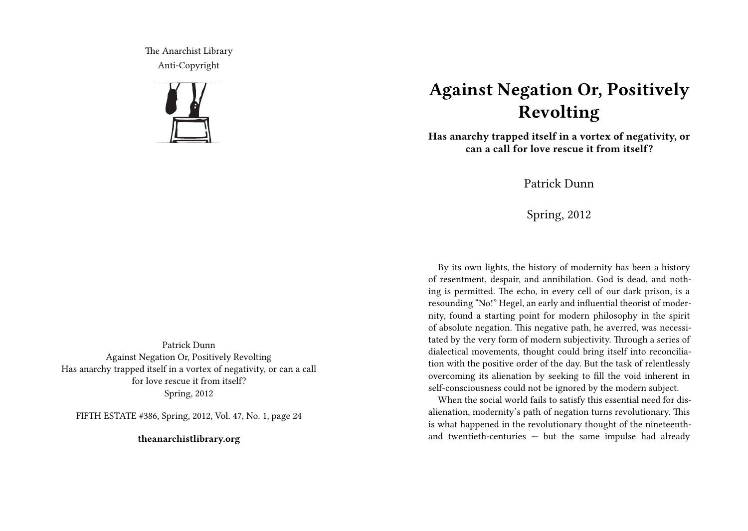The Anarchist Library
Anti-Copyright

Patrick Dunn
Against Negation Or, Positively Revolting
Has anarchy trapped itself in a vortex of negativity, or can a call for love rescue it from itself?
Spring, 2012

FIFTH ESTATE #386, Spring, 2012, Vol. 47, No. 1, page 24

**theanarchistlibrary.org**

# Against Negation Or, Positively Revolting

**Has anarchy trapped itself in a vortex of negativity, or can a call for love rescue it from itself?**

Patrick Dunn

Spring, 2012

By its own lights, the history of modernity has been a history of resentment, despair, and annihilation. God is dead, and nothing is permitted. The echo, in every cell of our dark prison, is a resounding "No!" Hegel, an early and influential theorist of modernity, found a starting point for modern philosophy in the spirit of absolute negation. This negative path, he averred, was necessitated by the very form of modern subjectivity. Through a series of dialectical movements, thought could bring itself into reconciliation with the positive order of the day. But the task of relentlessly overcoming its alienation by seeking to fill the void inherent in self-consciousness could not be ignored by the modern subject.

When the social world fails to satisfy this essential need for disalienation, modernity's path of negation turns revolutionary. This is what happened in the revolutionary thought of the nineteenth- and twentieth-centuries — but the same impulse had already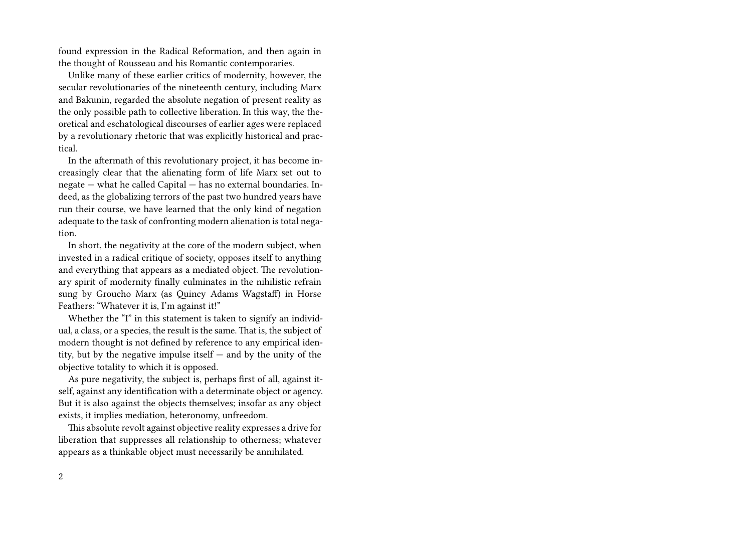found expression in the Radical Reformation, and then again in the thought of Rousseau and his Romantic contemporaries.

Unlike many of these earlier critics of modernity, however, the secular revolutionaries of the nineteenth century, including Marx and Bakunin, regarded the absolute negation of present reality as the only possible path to collective liberation. In this way, the theoretical and eschatological discourses of earlier ages were replaced by a revolutionary rhetoric that was explicitly historical and practical.

In the aftermath of this revolutionary project, it has become increasingly clear that the alienating form of life Marx set out to negate — what he called Capital — has no external boundaries. Indeed, as the globalizing terrors of the past two hundred years have run their course, we have learned that the only kind of negation adequate to the task of confronting modern alienation is total negation.

In short, the negativity at the core of the modern subject, when invested in a radical critique of society, opposes itself to anything and everything that appears as a mediated object. The revolutionary spirit of modernity finally culminates in the nihilistic refrain sung by Groucho Marx (as Quincy Adams Wagstaff) in Horse Feathers: "Whatever it is, I'm against it!"

Whether the "I" in this statement is taken to signify an individual, a class, or a species, the result is the same. That is, the subject of modern thought is not defined by reference to any empirical identity, but by the negative impulse itself — and by the unity of the objective totality to which it is opposed.

As pure negativity, the subject is, perhaps first of all, against itself, against any identification with a determinate object or agency. But it is also against the objects themselves; insofar as any object exists, it implies mediation, heteronomy, unfreedom.

This absolute revolt against objective reality expresses a drive for liberation that suppresses all relationship to otherness; whatever appears as a thinkable object must necessarily be annihilated.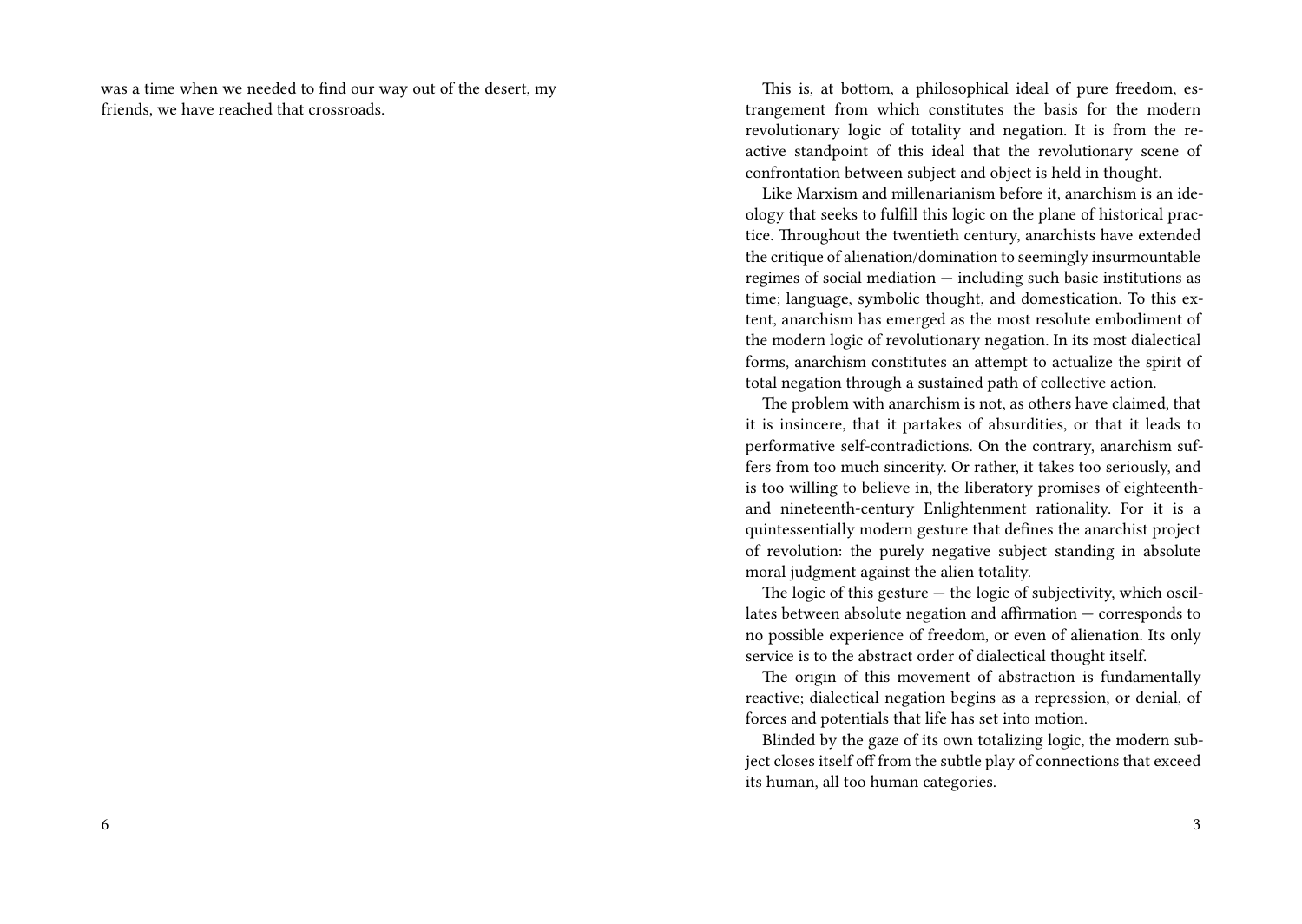was a time when we needed to find our way out of the desert, my friends, we have reached that crossroads.

This is, at bottom, a philosophical ideal of pure freedom, estrangement from which constitutes the basis for the modern revolutionary logic of totality and negation. It is from the reactive standpoint of this ideal that the revolutionary scene of confrontation between subject and object is held in thought.

Like Marxism and millenarianism before it, anarchism is an ideology that seeks to fulfill this logic on the plane of historical practice. Throughout the twentieth century, anarchists have extended the critique of alienation/domination to seemingly insurmountable regimes of social mediation — including such basic institutions as time; language, symbolic thought, and domestication. To this extent, anarchism has emerged as the most resolute embodiment of the modern logic of revolutionary negation. In its most dialectical forms, anarchism constitutes an attempt to actualize the spirit of total negation through a sustained path of collective action.

The problem with anarchism is not, as others have claimed, that it is insincere, that it partakes of absurdities, or that it leads to performative self-contradictions. On the contrary, anarchism suffers from too much sincerity. Or rather, it takes too seriously, and is too willing to believe in, the liberatory promises of eighteenth- and nineteenth-century Enlightenment rationality. For it is a quintessentially modern gesture that defines the anarchist project of revolution: the purely negative subject standing in absolute moral judgment against the alien totality.

The logic of this gesture — the logic of subjectivity, which oscillates between absolute negation and affirmation — corresponds to no possible experience of freedom, or even of alienation. Its only service is to the abstract order of dialectical thought itself.

The origin of this movement of abstraction is fundamentally reactive; dialectical negation begins as a repression, or denial, of forces and potentials that life has set into motion.

Blinded by the gaze of its own totalizing logic, the modern subject closes itself off from the subtle play of connections that exceed its human, all too human categories.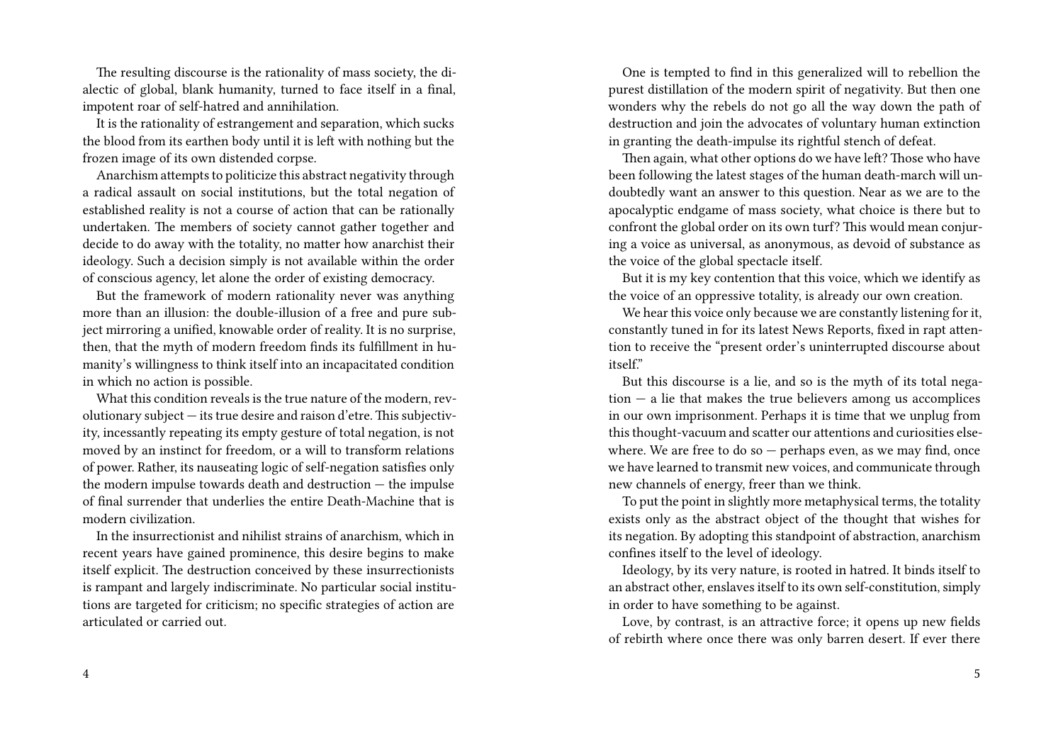The resulting discourse is the rationality of mass society, the dialectic of global, blank humanity, turned to face itself in a final, impotent roar of self-hatred and annihilation.

It is the rationality of estrangement and separation, which sucks the blood from its earthen body until it is left with nothing but the frozen image of its own distended corpse.

Anarchism attempts to politicize this abstract negativity through a radical assault on social institutions, but the total negation of established reality is not a course of action that can be rationally undertaken. The members of society cannot gather together and decide to do away with the totality, no matter how anarchist their ideology. Such a decision simply is not available within the order of conscious agency, let alone the order of existing democracy.

But the framework of modern rationality never was anything more than an illusion: the double-illusion of a free and pure subject mirroring a unified, knowable order of reality. It is no surprise, then, that the myth of modern freedom finds its fulfillment in humanity's willingness to think itself into an incapacitated condition in which no action is possible.

What this condition reveals is the true nature of the modern, revolutionary subject — its true desire and raison d'etre. This subjectivity, incessantly repeating its empty gesture of total negation, is not moved by an instinct for freedom, or a will to transform relations of power. Rather, its nauseating logic of self-negation satisfies only the modern impulse towards death and destruction — the impulse of final surrender that underlies the entire Death-Machine that is modern civilization.

In the insurrectionist and nihilist strains of anarchism, which in recent years have gained prominence, this desire begins to make itself explicit. The destruction conceived by these insurrectionists is rampant and largely indiscriminate. No particular social institutions are targeted for criticism; no specific strategies of action are articulated or carried out.

One is tempted to find in this generalized will to rebellion the purest distillation of the modern spirit of negativity. But then one wonders why the rebels do not go all the way down the path of destruction and join the advocates of voluntary human extinction in granting the death-impulse its rightful stench of defeat.

Then again, what other options do we have left? Those who have been following the latest stages of the human death-march will undoubtedly want an answer to this question. Near as we are to the apocalyptic endgame of mass society, what choice is there but to confront the global order on its own turf? This would mean conjuring a voice as universal, as anonymous, as devoid of substance as the voice of the global spectacle itself.

But it is my key contention that this voice, which we identify as the voice of an oppressive totality, is already our own creation.

We hear this voice only because we are constantly listening for it, constantly tuned in for its latest News Reports, fixed in rapt attention to receive the "present order's uninterrupted discourse about itself."

But this discourse is a lie, and so is the myth of its total negation — a lie that makes the true believers among us accomplices in our own imprisonment. Perhaps it is time that we unplug from this thought-vacuum and scatter our attentions and curiosities elsewhere. We are free to do so — perhaps even, as we may find, once we have learned to transmit new voices, and communicate through new channels of energy, freer than we think.

To put the point in slightly more metaphysical terms, the totality exists only as the abstract object of the thought that wishes for its negation. By adopting this standpoint of abstraction, anarchism confines itself to the level of ideology.

Ideology, by its very nature, is rooted in hatred. It binds itself to an abstract other, enslaves itself to its own self-constitution, simply in order to have something to be against.

Love, by contrast, is an attractive force; it opens up new fields of rebirth where once there was only barren desert. If ever there